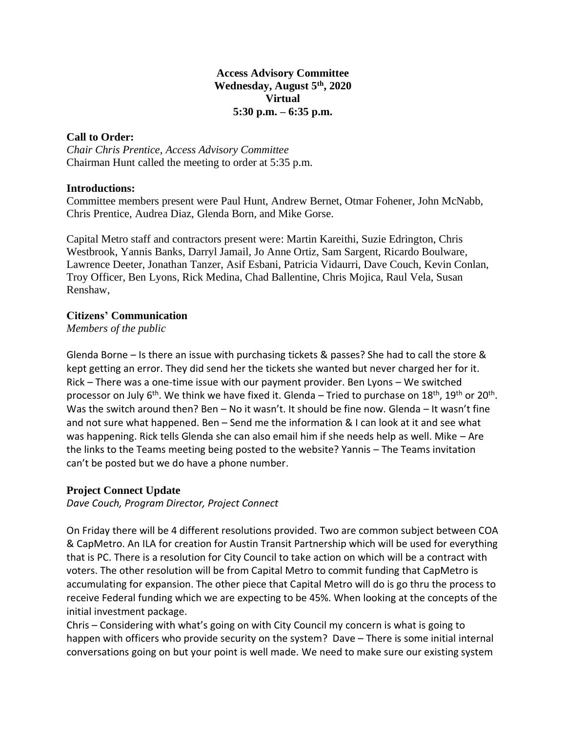**Access Advisory Committee**
**Wednesday, August 5th, 2020**
**Virtual**
**5:30 p.m. – 6:35 p.m.**

**Call to Order:**

*Chair Chris Prentice, Access Advisory Committee*
Chairman Hunt called the meeting to order at 5:35 p.m.

**Introductions:**

Committee members present were Paul Hunt, Andrew Bernet, Otmar Fohener, John McNabb, Chris Prentice, Audrea Diaz, Glenda Born, and Mike Gorse.

Capital Metro staff and contractors present were: Martin Kareithi, Suzie Edrington, Chris Westbrook, Yannis Banks, Darryl Jamail, Jo Anne Ortiz, Sam Sargent, Ricardo Boulware, Lawrence Deeter, Jonathan Tanzer, Asif Esbani, Patricia Vidaurri, Dave Couch, Kevin Conlan, Troy Officer, Ben Lyons, Rick Medina, Chad Ballentine, Chris Mojica, Raul Vela, Susan Renshaw,

**Citizens' Communication**

*Members of the public*

Glenda Borne – Is there an issue with purchasing tickets & passes? She had to call the store & kept getting an error. They did send her the tickets she wanted but never charged her for it. Rick – There was a one-time issue with our payment provider. Ben Lyons – We switched processor on July 6th. We think we have fixed it. Glenda – Tried to purchase on 18th, 19th or 20th. Was the switch around then? Ben – No it wasn't. It should be fine now. Glenda – It wasn't fine and not sure what happened. Ben – Send me the information & I can look at it and see what was happening. Rick tells Glenda she can also email him if she needs help as well. Mike – Are the links to the Teams meeting being posted to the website? Yannis – The Teams invitation can't be posted but we do have a phone number.

**Project Connect Update**

*Dave Couch, Program Director, Project Connect*

On Friday there will be 4 different resolutions provided. Two are common subject between COA & CapMetro. An ILA for creation for Austin Transit Partnership which will be used for everything that is PC. There is a resolution for City Council to take action on which will be a contract with voters. The other resolution will be from Capital Metro to commit funding that CapMetro is accumulating for expansion. The other piece that Capital Metro will do is go thru the process to receive Federal funding which we are expecting to be 45%. When looking at the concepts of the initial investment package.

Chris – Considering with what's going on with City Council my concern is what is going to happen with officers who provide security on the system? Dave – There is some initial internal conversations going on but your point is well made. We need to make sure our existing system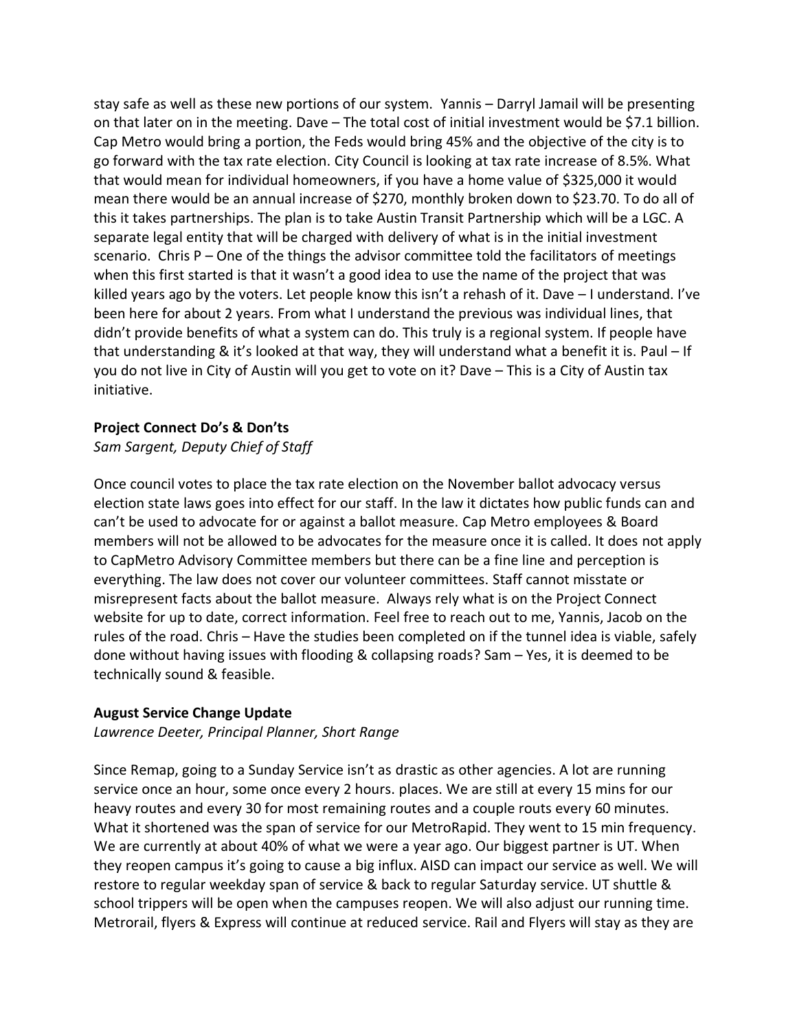stay safe as well as these new portions of our system. Yannis – Darryl Jamail will be presenting on that later on in the meeting. Dave – The total cost of initial investment would be $7.1 billion. Cap Metro would bring a portion, the Feds would bring 45% and the objective of the city is to go forward with the tax rate election. City Council is looking at tax rate increase of 8.5%. What that would mean for individual homeowners, if you have a home value of $325,000 it would mean there would be an annual increase of $270, monthly broken down to $23.70. To do all of this it takes partnerships. The plan is to take Austin Transit Partnership which will be a LGC. A separate legal entity that will be charged with delivery of what is in the initial investment scenario. Chris P – One of the things the advisor committee told the facilitators of meetings when this first started is that it wasn't a good idea to use the name of the project that was killed years ago by the voters. Let people know this isn't a rehash of it. Dave – I understand. I've been here for about 2 years. From what I understand the previous was individual lines, that didn't provide benefits of what a system can do. This truly is a regional system. If people have that understanding & it's looked at that way, they will understand what a benefit it is. Paul – If you do not live in City of Austin will you get to vote on it? Dave – This is a City of Austin tax initiative.

**Project Connect Do's & Don'ts**

*Sam Sargent, Deputy Chief of Staff*

Once council votes to place the tax rate election on the November ballot advocacy versus election state laws goes into effect for our staff. In the law it dictates how public funds can and can't be used to advocate for or against a ballot measure. Cap Metro employees & Board members will not be allowed to be advocates for the measure once it is called. It does not apply to CapMetro Advisory Committee members but there can be a fine line and perception is everything. The law does not cover our volunteer committees. Staff cannot misstate or misrepresent facts about the ballot measure. Always rely what is on the Project Connect website for up to date, correct information. Feel free to reach out to me, Yannis, Jacob on the rules of the road. Chris – Have the studies been completed on if the tunnel idea is viable, safely done without having issues with flooding & collapsing roads? Sam – Yes, it is deemed to be technically sound & feasible.

**August Service Change Update**

*Lawrence Deeter, Principal Planner, Short Range*

Since Remap, going to a Sunday Service isn't as drastic as other agencies. A lot are running service once an hour, some once every 2 hours. places. We are still at every 15 mins for our heavy routes and every 30 for most remaining routes and a couple routs every 60 minutes. What it shortened was the span of service for our MetroRapid. They went to 15 min frequency. We are currently at about 40% of what we were a year ago. Our biggest partner is UT. When they reopen campus it's going to cause a big influx. AISD can impact our service as well. We will restore to regular weekday span of service & back to regular Saturday service. UT shuttle & school trippers will be open when the campuses reopen. We will also adjust our running time. Metrorail, flyers & Express will continue at reduced service. Rail and Flyers will stay as they are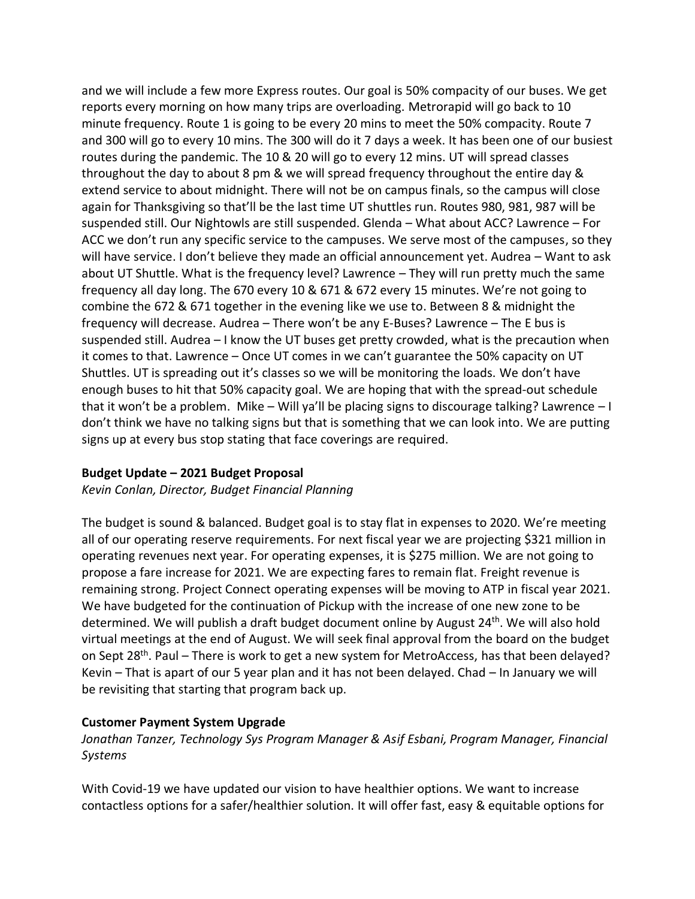and we will include a few more Express routes. Our goal is 50% compacity of our buses. We get reports every morning on how many trips are overloading. Metrorapid will go back to 10 minute frequency. Route 1 is going to be every 20 mins to meet the 50% compacity. Route 7 and 300 will go to every 10 mins. The 300 will do it 7 days a week. It has been one of our busiest routes during the pandemic. The 10 & 20 will go to every 12 mins. UT will spread classes throughout the day to about 8 pm & we will spread frequency throughout the entire day & extend service to about midnight. There will not be on campus finals, so the campus will close again for Thanksgiving so that'll be the last time UT shuttles run. Routes 980, 981, 987 will be suspended still. Our Nightowls are still suspended. Glenda – What about ACC? Lawrence – For ACC we don't run any specific service to the campuses. We serve most of the campuses, so they will have service. I don't believe they made an official announcement yet. Audrea – Want to ask about UT Shuttle. What is the frequency level? Lawrence – They will run pretty much the same frequency all day long. The 670 every 10 & 671 & 672 every 15 minutes. We're not going to combine the 672 & 671 together in the evening like we use to. Between 8 & midnight the frequency will decrease. Audrea – There won't be any E-Buses? Lawrence – The E bus is suspended still. Audrea – I know the UT buses get pretty crowded, what is the precaution when it comes to that. Lawrence – Once UT comes in we can't guarantee the 50% capacity on UT Shuttles. UT is spreading out it's classes so we will be monitoring the loads. We don't have enough buses to hit that 50% capacity goal. We are hoping that with the spread-out schedule that it won't be a problem. Mike – Will ya'll be placing signs to discourage talking? Lawrence – I don't think we have no talking signs but that is something that we can look into. We are putting signs up at every bus stop stating that face coverings are required.

**Budget Update – 2021 Budget Proposal**

*Kevin Conlan, Director, Budget Financial Planning*

The budget is sound & balanced. Budget goal is to stay flat in expenses to 2020. We're meeting all of our operating reserve requirements. For next fiscal year we are projecting $321 million in operating revenues next year. For operating expenses, it is $275 million. We are not going to propose a fare increase for 2021. We are expecting fares to remain flat. Freight revenue is remaining strong. Project Connect operating expenses will be moving to ATP in fiscal year 2021. We have budgeted for the continuation of Pickup with the increase of one new zone to be determined. We will publish a draft budget document online by August 24th. We will also hold virtual meetings at the end of August. We will seek final approval from the board on the budget on Sept 28th. Paul – There is work to get a new system for MetroAccess, has that been delayed? Kevin – That is apart of our 5 year plan and it has not been delayed. Chad – In January we will be revisiting that starting that program back up.

**Customer Payment System Upgrade**

*Jonathan Tanzer, Technology Sys Program Manager & Asif Esbani, Program Manager, Financial Systems*

With Covid-19 we have updated our vision to have healthier options. We want to increase contactless options for a safer/healthier solution. It will offer fast, easy & equitable options for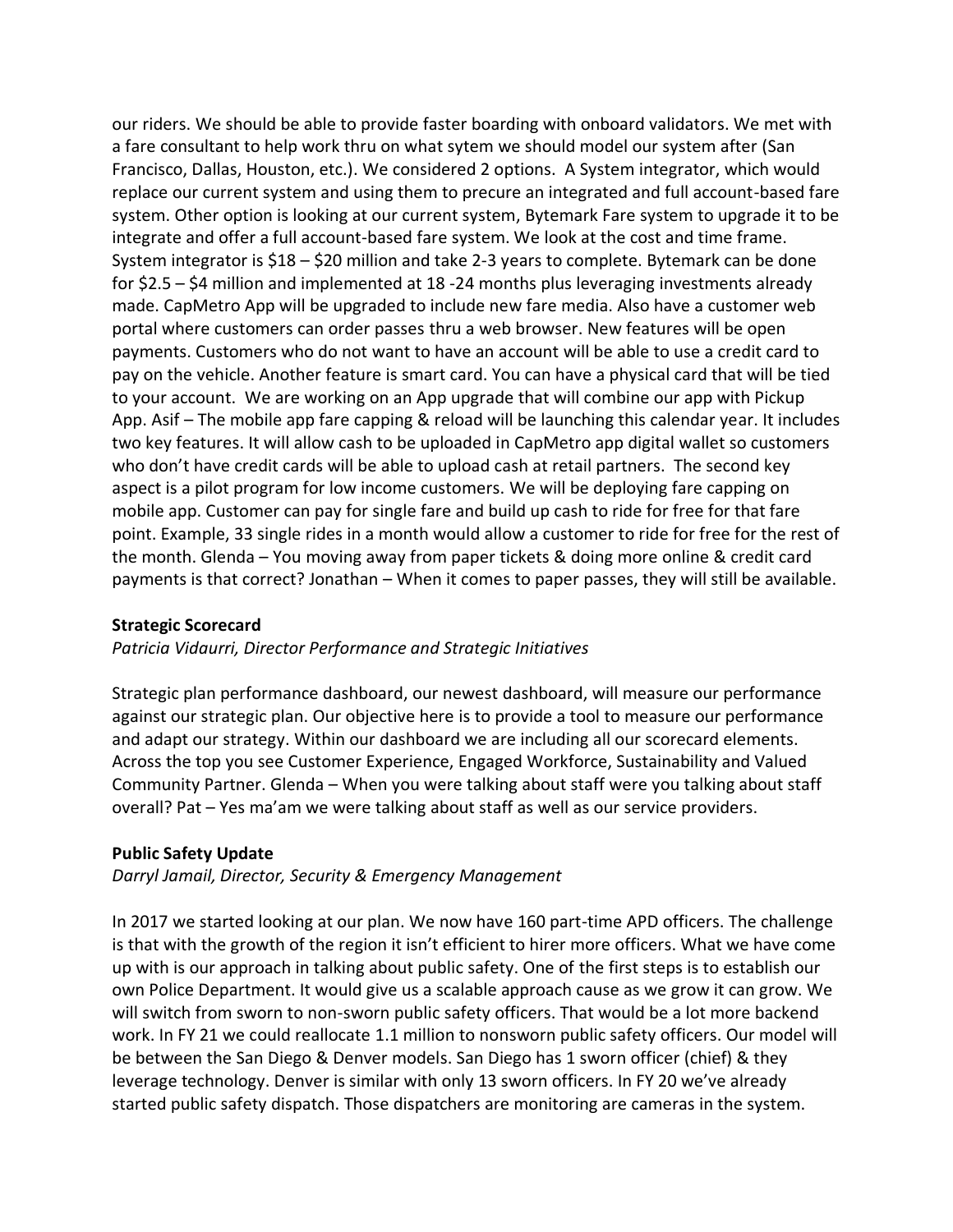our riders. We should be able to provide faster boarding with onboard validators. We met with a fare consultant to help work thru on what sytem we should model our system after (San Francisco, Dallas, Houston, etc.). We considered 2 options. A System integrator, which would replace our current system and using them to precure an integrated and full account-based fare system. Other option is looking at our current system, Bytemark Fare system to upgrade it to be integrate and offer a full account-based fare system. We look at the cost and time frame. System integrator is $18 – $20 million and take 2-3 years to complete. Bytemark can be done for $2.5 – $4 million and implemented at 18 -24 months plus leveraging investments already made. CapMetro App will be upgraded to include new fare media. Also have a customer web portal where customers can order passes thru a web browser. New features will be open payments. Customers who do not want to have an account will be able to use a credit card to pay on the vehicle. Another feature is smart card. You can have a physical card that will be tied to your account. We are working on an App upgrade that will combine our app with Pickup App. Asif – The mobile app fare capping & reload will be launching this calendar year. It includes two key features. It will allow cash to be uploaded in CapMetro app digital wallet so customers who don't have credit cards will be able to upload cash at retail partners. The second key aspect is a pilot program for low income customers. We will be deploying fare capping on mobile app. Customer can pay for single fare and build up cash to ride for free for that fare point. Example, 33 single rides in a month would allow a customer to ride for free for the rest of the month. Glenda – You moving away from paper tickets & doing more online & credit card payments is that correct? Jonathan – When it comes to paper passes, they will still be available.

**Strategic Scorecard**

*Patricia Vidaurri, Director Performance and Strategic Initiatives*

Strategic plan performance dashboard, our newest dashboard, will measure our performance against our strategic plan. Our objective here is to provide a tool to measure our performance and adapt our strategy. Within our dashboard we are including all our scorecard elements. Across the top you see Customer Experience, Engaged Workforce, Sustainability and Valued Community Partner. Glenda – When you were talking about staff were you talking about staff overall? Pat – Yes ma'am we were talking about staff as well as our service providers.

**Public Safety Update**

*Darryl Jamail, Director, Security & Emergency Management*

In 2017 we started looking at our plan. We now have 160 part-time APD officers. The challenge is that with the growth of the region it isn't efficient to hirer more officers. What we have come up with is our approach in talking about public safety. One of the first steps is to establish our own Police Department. It would give us a scalable approach cause as we grow it can grow. We will switch from sworn to non-sworn public safety officers. That would be a lot more backend work. In FY 21 we could reallocate 1.1 million to nonsworn public safety officers. Our model will be between the San Diego & Denver models. San Diego has 1 sworn officer (chief) & they leverage technology. Denver is similar with only 13 sworn officers. In FY 20 we've already started public safety dispatch. Those dispatchers are monitoring are cameras in the system.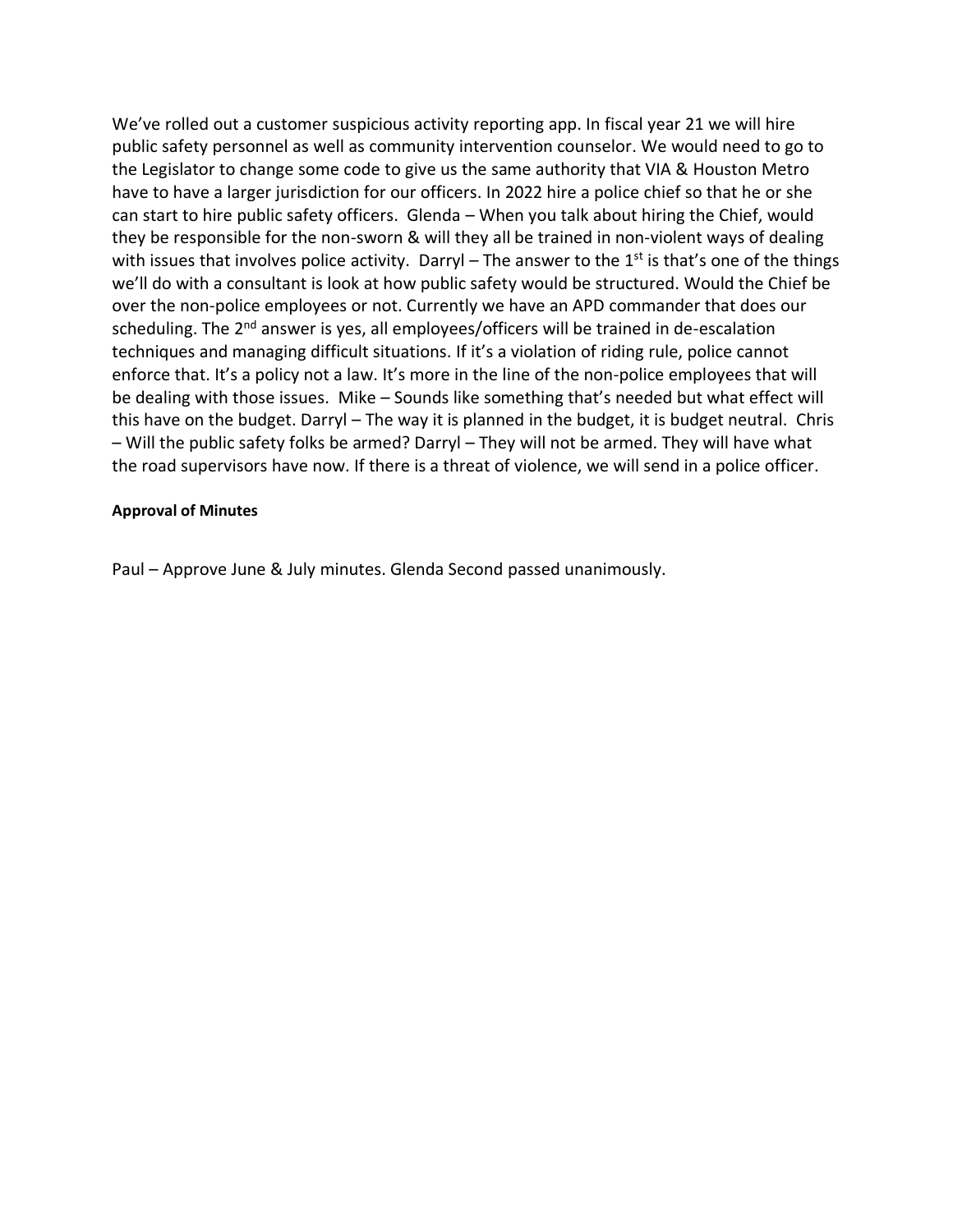We've rolled out a customer suspicious activity reporting app. In fiscal year 21 we will hire public safety personnel as well as community intervention counselor. We would need to go to the Legislator to change some code to give us the same authority that VIA & Houston Metro have to have a larger jurisdiction for our officers. In 2022 hire a police chief so that he or she can start to hire public safety officers. Glenda – When you talk about hiring the Chief, would they be responsible for the non-sworn & will they all be trained in non-violent ways of dealing with issues that involves police activity. Darryl – The answer to the 1st is that's one of the things we'll do with a consultant is look at how public safety would be structured. Would the Chief be over the non-police employees or not. Currently we have an APD commander that does our scheduling. The 2nd answer is yes, all employees/officers will be trained in de-escalation techniques and managing difficult situations. If it's a violation of riding rule, police cannot enforce that. It's a policy not a law. It's more in the line of the non-police employees that will be dealing with those issues. Mike – Sounds like something that's needed but what effect will this have on the budget. Darryl – The way it is planned in the budget, it is budget neutral. Chris – Will the public safety folks be armed? Darryl – They will not be armed. They will have what the road supervisors have now. If there is a threat of violence, we will send in a police officer.

**Approval of Minutes**

Paul – Approve June & July minutes. Glenda Second passed unanimously.